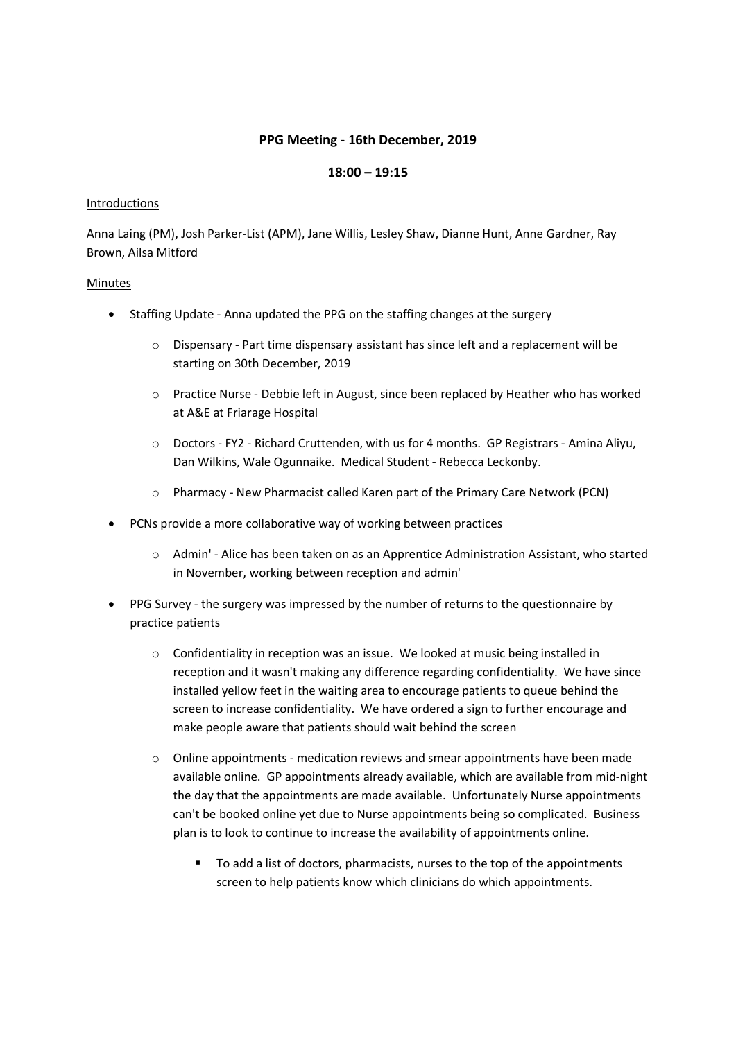**PPG Meeting - 16th December, 2019**

**18:00 – 19:15**

Introductions

Anna Laing (PM), Josh Parker-List (APM), Jane Willis, Lesley Shaw, Dianne Hunt, Anne Gardner, Ray Brown, Ailsa Mitford

Minutes

- Staffing Update - Anna updated the PPG on the staffing changes at the surgery
  - Dispensary - Part time dispensary assistant has since left and a replacement will be starting on 30th December, 2019
  - Practice Nurse - Debbie left in August, since been replaced by Heather who has worked at A&E at Friarage Hospital
  - Doctors - FY2 - Richard Cruttenden, with us for 4 months. GP Registrars - Amina Aliyu, Dan Wilkins, Wale Ogunnaike. Medical Student - Rebecca Leckonby.
  - Pharmacy - New Pharmacist called Karen part of the Primary Care Network (PCN)
- PCNs provide a more collaborative way of working between practices
  - Admin' - Alice has been taken on as an Apprentice Administration Assistant, who started in November, working between reception and admin'
- PPG Survey - the surgery was impressed by the number of returns to the questionnaire by practice patients
  - Confidentiality in reception was an issue. We looked at music being installed in reception and it wasn't making any difference regarding confidentiality. We have since installed yellow feet in the waiting area to encourage patients to queue behind the screen to increase confidentiality. We have ordered a sign to further encourage and make people aware that patients should wait behind the screen
  - Online appointments - medication reviews and smear appointments have been made available online. GP appointments already available, which are available from mid-night the day that the appointments are made available. Unfortunately Nurse appointments can't be booked online yet due to Nurse appointments being so complicated. Business plan is to look to continue to increase the availability of appointments online.
    - To add a list of doctors, pharmacists, nurses to the top of the appointments screen to help patients know which clinicians do which appointments.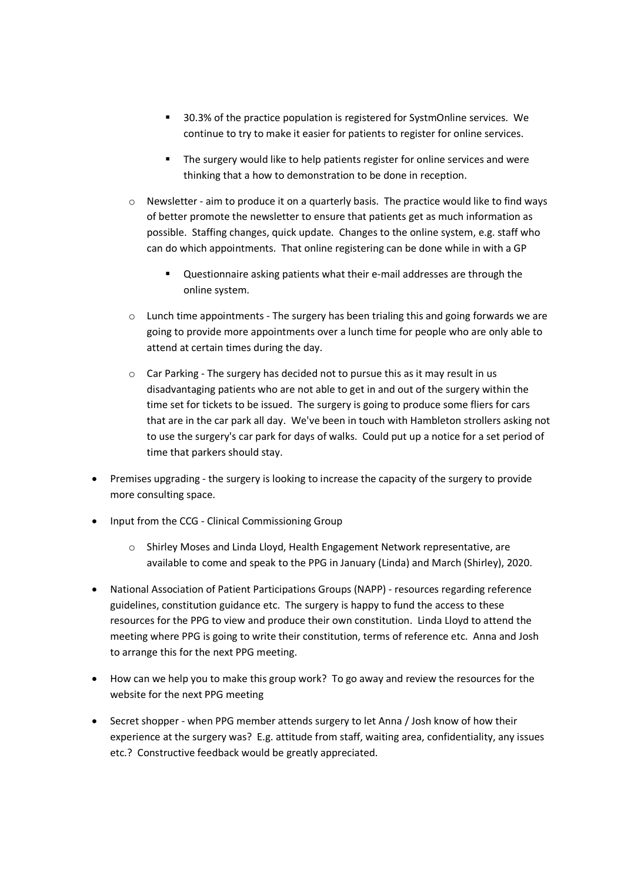- 30.3% of the practice population is registered for SystmOnline services. We continue to try to make it easier for patients to register for online services.
        - The surgery would like to help patients register for online services and were thinking that a how to demonstration to be done in reception.
    - Newsletter - aim to produce it on a quarterly basis. The practice would like to find ways of better promote the newsletter to ensure that patients get as much information as possible. Staffing changes, quick update. Changes to the online system, e.g. staff who can do which appointments. That online registering can be done while in with a GP
        - Questionnaire asking patients what their e-mail addresses are through the online system.
    - Lunch time appointments - The surgery has been trialing this and going forwards we are going to provide more appointments over a lunch time for people who are only able to attend at certain times during the day.
    - Car Parking - The surgery has decided not to pursue this as it may result in us disadvantaging patients who are not able to get in and out of the surgery within the time set for tickets to be issued. The surgery is going to produce some fliers for cars that are in the car park all day. We've been in touch with Hambleton strollers asking not to use the surgery's car park for days of walks. Could put up a notice for a set period of time that parkers should stay.
- Premises upgrading - the surgery is looking to increase the capacity of the surgery to provide more consulting space.
- Input from the CCG - Clinical Commissioning Group
    - Shirley Moses and Linda Lloyd, Health Engagement Network representative, are available to come and speak to the PPG in January (Linda) and March (Shirley), 2020.
- National Association of Patient Participations Groups (NAPP) - resources regarding reference guidelines, constitution guidance etc. The surgery is happy to fund the access to these resources for the PPG to view and produce their own constitution. Linda Lloyd to attend the meeting where PPG is going to write their constitution, terms of reference etc. Anna and Josh to arrange this for the next PPG meeting.
- How can we help you to make this group work? To go away and review the resources for the website for the next PPG meeting
- Secret shopper - when PPG member attends surgery to let Anna / Josh know of how their experience at the surgery was? E.g. attitude from staff, waiting area, confidentiality, any issues etc.? Constructive feedback would be greatly appreciated.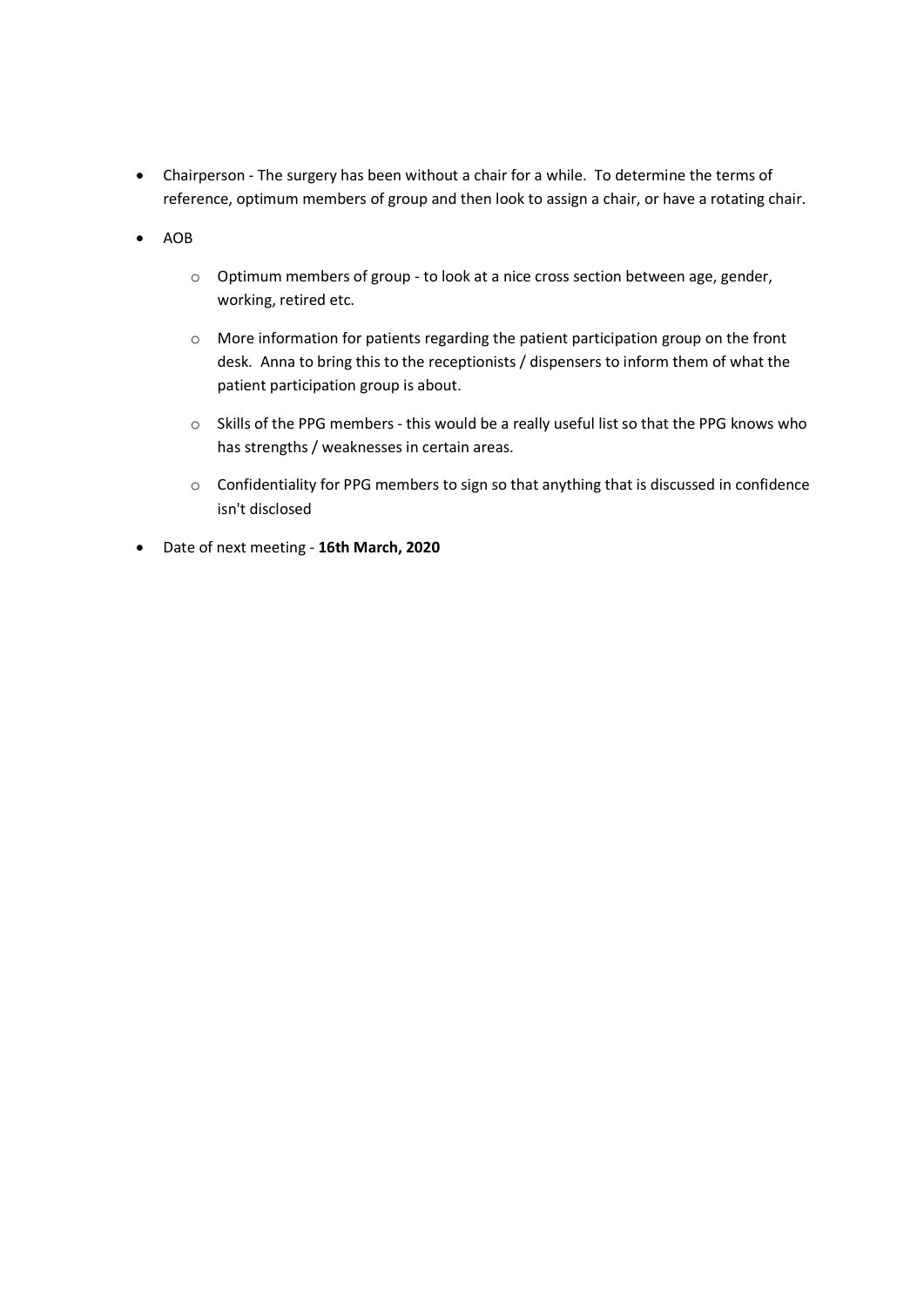- Chairperson - The surgery has been without a chair for a while.  To determine the terms of reference, optimum members of group and then look to assign a chair, or have a rotating chair.
- AOB
    - Optimum members of group - to look at a nice cross section between age, gender, working, retired etc.
    - More information for patients regarding the patient participation group on the front desk.  Anna to bring this to the receptionists / dispensers to inform them of what the patient participation group is about.
    - Skills of the PPG members - this would be a really useful list so that the PPG knows who has strengths / weaknesses in certain areas.
    - Confidentiality for PPG members to sign so that anything that is discussed in confidence isn't disclosed
- Date of next meeting - **16th March, 2020**